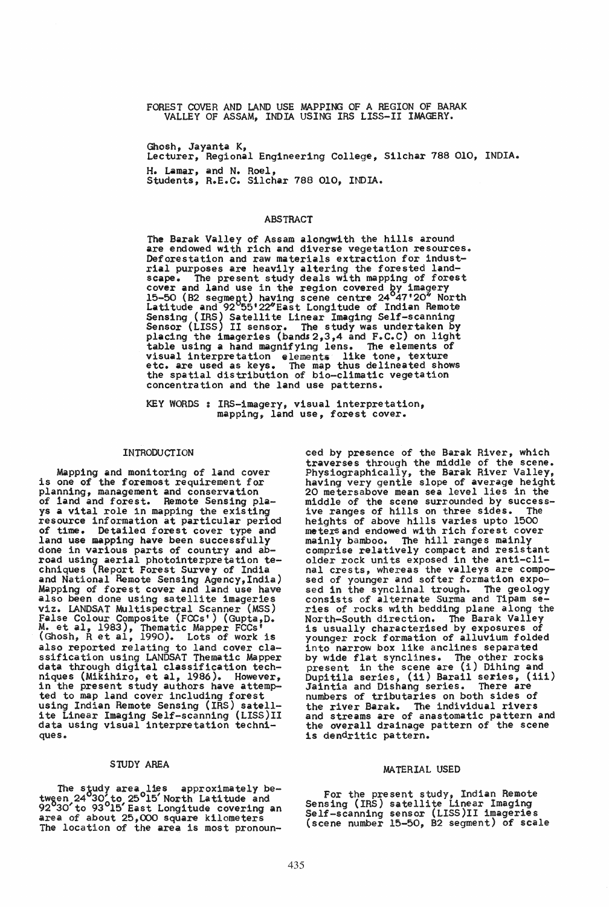# FOREST COVER AND LAND USE MAPPING OF A REGION OF BARAK VALLEY OF ASSAM, INDIA USING IRS LISS-II IMAGERY.

Ghosh, Jayanta K,
Lecturer, Regional Engineering College, Silchar 788 010, INDIA.

H. Lamar, and N. Roel,
Students, R.E.C. Silchar 788 010, INDIA.

## ABSTRACT

The Barak Valley of Assam alongwith the hills around are endowed with rich and diverse vegetation resources. Deforestation and raw materials extraction for industrial purposes are heavily altering the forested landscape. The present study deals with mapping of forest cover and land use in the region covered by imagery 15-50 (B2 segment) having scene centre 24°47'20" North Latitude and 92°55'22"East Longitude of Indian Remote Sensing (IRS) Satellite Linear Imaging Self-scanning Sensor (LISS) II sensor. The study was undertaken by placing the imageries (bands 2,3,4 and F.C.C) on light table using a hand magnifying lens. The elements of visual interpretation elements like tone, texture etc. are used as keys. The map thus delineated shows the spatial distribution of bio-climatic vegetation concentration and the land use patterns.

KEY WORDS : IRS-imagery, visual interpretation, mapping, land use, forest cover.

## INTRODUCTION

Mapping and monitoring of land cover is one of the foremost requirement for planning, management and conservation of land and forest. Remote Sensing plays a vital role in mapping the existing resource information at particular period of time. Detailed forest cover type and land use mapping have been successfully done in various parts of country and abroad using aerial photointerpretation techniques (Report Forest Survey of India and National Remote Sensing Agency,India) Mapping of forest cover and land use have also been done using satellite imageries viz. LANDSAT Multispectral Scanner (MSS) False Colour Composite (FCCs') (Gupta,D. M. et al, 1983), Thematic Mapper FCCs' (Ghosh, R et al, 1990). Lots of work is also reported relating to land cover classification using LANDSAT Thematic Mapper data through digital classification techniques (Mikihiro, et al, 1986). However, in the present study authors have attempted to map land cover including forest using Indian Remote Sensing (IRS) satellite Linear Imaging Self-scanning (LISS)II data using visual interpretation techniques.

## STUDY AREA

The study area lies approximately between 24°30' to 25°15' North Latitude and 92°30' to 93°15' East Longitude covering an area of about 25,000 square kilometers The location of the area is most pronounced by presence of the Barak River, which traverses through the middle of the scene. Physiographically, the Barak River Valley, having very gentle slope of average height 20 metersabove mean sea level lies in the middle of the scene surrounded by successive ranges of hills on three sides. The heights of above hills varies upto 1500 meters and endowed with rich forest cover mainly bamboo. The hill ranges mainly comprise relatively compact and resistant older rock units exposed in the anti-clinal crests, whereas the valleys are composed of younger and softer formation exposed in the synclinal trough. The geology consists of alternate Surma and Tipam series of rocks with bedding plane along the North-South direction. The Barak Valley is usually characterised by exposures of younger rock formation of alluvium folded into narrow box like anclines separated by wide flat synclines. The other rocks present in the scene are (i) Dihing and Dupitila series, (ii) Barail series, (iii) Jaintia and Dishang series. There are numbers of tributaries on both sides of the river Barak. The individual rivers and streams are of anastomatic pattern and the overall drainage pattern of the scene is dendritic pattern.

## MATERIAL USED

For the present study, Indian Remote Sensing (IRS) satellite Linear Imaging Self-scanning sensor (LISS)II imageries (scene number 15-50, B2 segment) of scale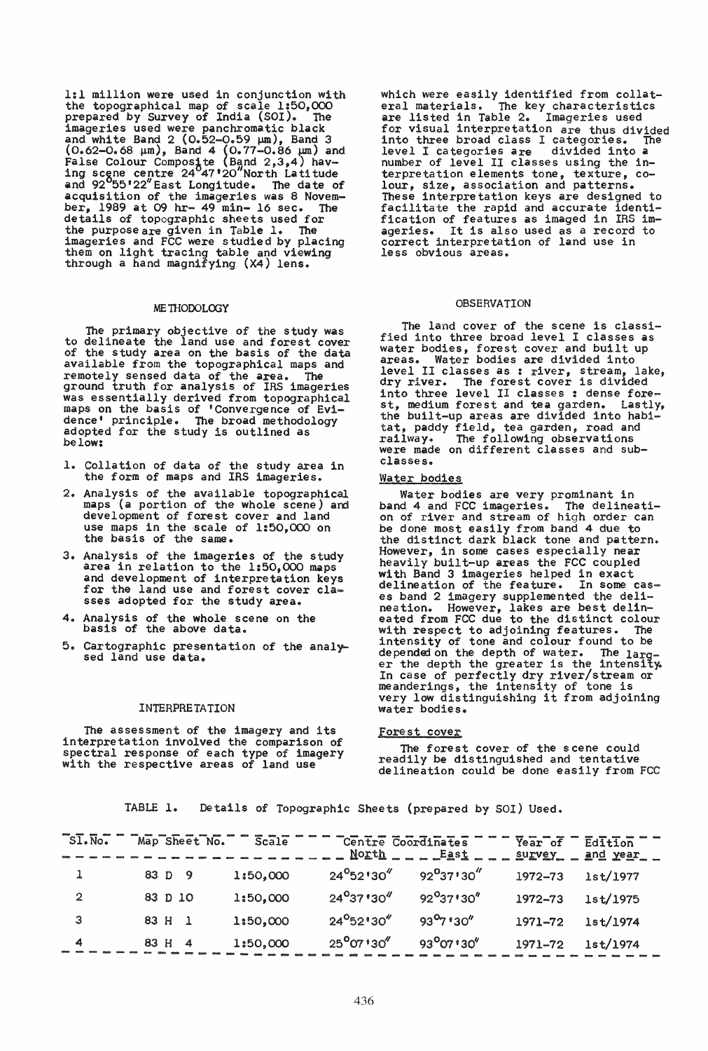1:1 million were used in conjunction with the topographical map of scale 1:50,000 prepared by Survey of India (SOI). The imageries used were panchromatic black and white Band 2 (0.52–0.59 µm), Band 3 (0.62–0.68 µm), Band 4 (0.77–0.86 µm) and False Colour Composite (Band 2,3,4) having scene centre 24°47'20"North Latitude and 92°55'22"East Longitude. The date of acquisition of the imageries was 8 November, 1989 at 09 hr- 49 min- 16 sec. The details of topographic sheets used for the purpose are given in Table 1. The imageries and FCC were studied by placing them on light tracing table and viewing through a hand magnifying (X4) lens.

## METHODOLOGY

The primary objective of the study was to delineate the land use and forest cover of the study area on the basis of the data available from the topographical maps and remotely sensed data of the area. The ground truth for analysis of IRS imageries was essentially derived from topographical maps on the basis of 'Convergence of Evidence' principle. The broad methodology adopted for the study is outlined as below:

1. Collation of data of the study area in the form of maps and IRS imageries.
2. Analysis of the available topographical maps (a portion of the whole scene) and development of forest cover and land use maps in the scale of 1:50,000 on the basis of the same.
3. Analysis of the imageries of the study area in relation to the 1:50,000 maps and development of interpretation keys for the land use and forest cover classes adopted for the study area.
4. Analysis of the whole scene on the basis of the above data.
5. Cartographic presentation of the analysed land use data.

## INTERPRETATION

The assessment of the imagery and its interpretation involved the comparison of spectral response of each type of imagery with the respective areas of land use which were easily identified from collateral materials. The key characteristics are listed in Table 2. Imageries used for visual interpretation are thus divided into three broad class I categories. The level I categories are divided into a number of level II classes using the interpretation elements tone, texture, colour, size, association and patterns. These interpretation keys are designed to facilitate the rapid and accurate identification of features as imaged in IRS imageries. It is also used as a record to correct interpretation of land use in less obvious areas.

## OBSERVATION

The land cover of the scene is classified into three broad level I classes as water bodies, forest cover and built up areas. Water bodies are divided into level II classes as : river, stream, lake, dry river. The forest cover is divided into three level II classes : dense forest, medium forest and tea garden. Lastly, the built-up areas are divided into habitat, paddy field, tea garden, road and railway. The following observations were made on different classes and subclasses.

### Water bodies

Water bodies are very prominant in band 4 and FCC imageries. The delineation of river and stream of high order can be done most easily from band 4 due to the distinct dark black tone and pattern. However, in some cases especially near heavily built-up areas the FCC coupled with Band 3 imageries helped in exact delineation of the feature. In some cases band 2 imagery supplemented the delineation. However, lakes are best delineated from FCC due to the distinct colour with respect to adjoining features. The intensity of tone and colour found to be depended on the depth of water. The larger the depth the greater is the intensity. In case of perfectly dry river/stream or meanderings, the intensity of tone is very low distinguishing it from adjoining water bodies.

### Forest cover

The forest cover of the scene could readily be distinguished and tentative delineation could be done easily from FCC

TABLE 1. Details of Topographic Sheets (prepared by SOI) Used.

| Sl.No. | Map Sheet No. | Scale | Centre Coordinates North | Centre Coordinates East | Year of survey | Edition and year |
|---|---|---|---|---|---|---|
| 1 | 83 D 9 | 1:50,000 | 24°52'30" | 92°37'30" | 1972–73 | 1st/1977 |
| 2 | 83 D 10 | 1:50,000 | 24°37'30" | 92°37'30" | 1972–73 | 1st/1975 |
| 3 | 83 H 1 | 1:50,000 | 24°52'30" | 93°7'30" | 1971–72 | 1st/1974 |
| 4 | 83 H 4 | 1:50,000 | 25°07'30" | 93°07'30" | 1971–72 | 1st/1974 |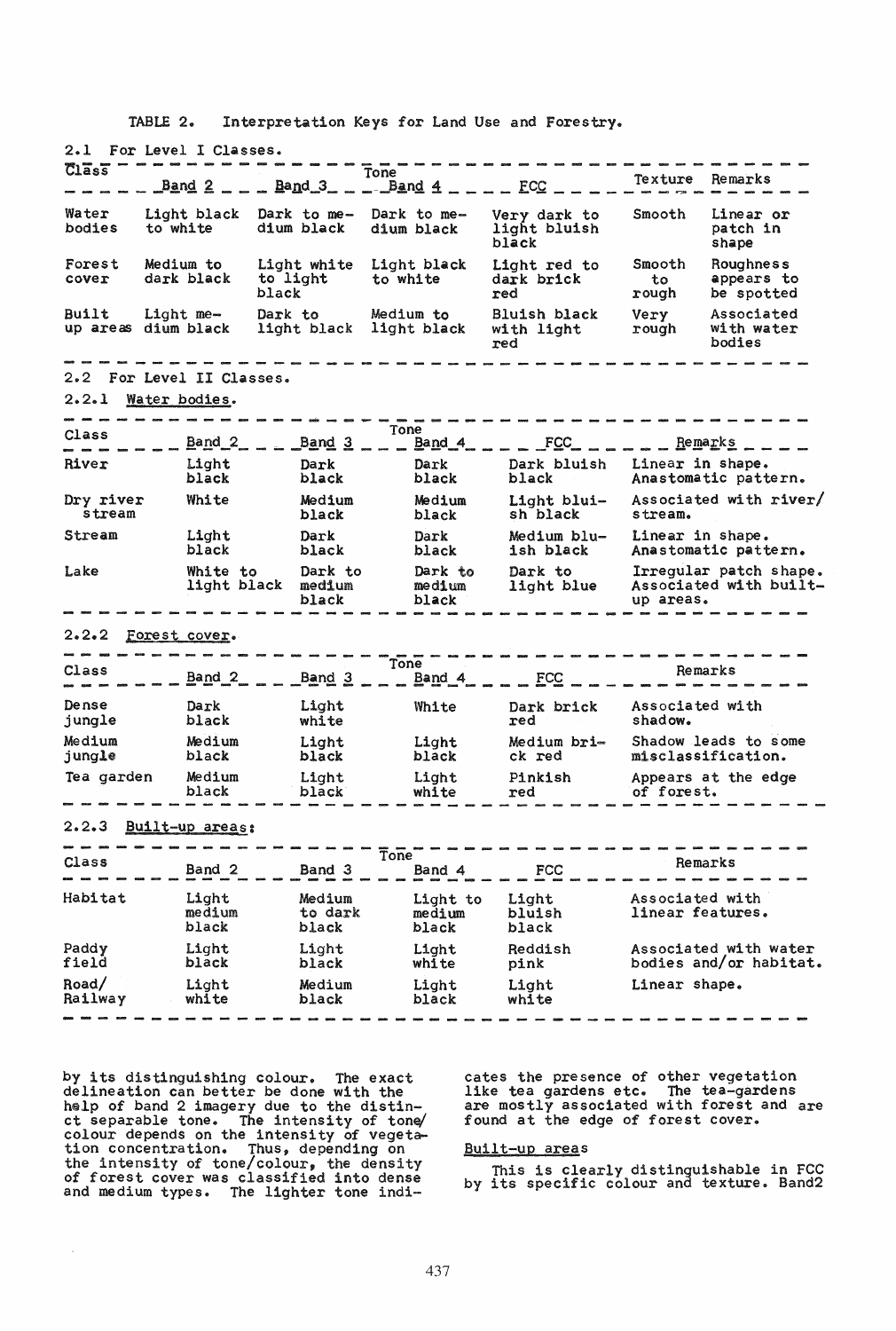TABLE 2. Interpretation Keys for Land Use and Forestry.

2.1 For Level I Classes.

| Class | Tone | | | | Texture | Remarks |
|---|---|---|---|---|---|---|
| | Band 2 | Band 3 | Band 4 | FCC | | |
| Water bodies | Light black to white | Dark to medium black | Dark to medium black | Very dark to light bluish black | Smooth | Linear or patch in shape |
| Forest cover | Medium to dark black | Light white to light black | Light black to white | Light red to dark brick red | Smooth to rough | Roughness appears to be spotted |
| Built up areas | Light medium black | Dark to light black | Medium to light black | Bluish black with light red | Very rough | Associated with water bodies |

2.2 For Level II Classes.

2.2.1 Water bodies.

| Class | Tone | | | | Remarks |
|---|---|---|---|---|---|
| | Band 2 | Band 3 | Band 4 | FCC | |
| River | Light black | Dark black | Dark black | Dark bluish black | Linear in shape. Anastomatic pattern. |
| Dry river stream | White | Medium black | Medium black | Light bluish black | Associated with river/ stream. |
| Stream | Light black | Dark black | Dark black | Medium bluish black | Linear in shape. Anastomatic pattern. |
| Lake | White to light black | Dark to medium black | Dark to medium black | Dark to light blue | Irregular patch shape. Associated with built-up areas. |

2.2.2 Forest cover.

| Class | Tone | | | | Remarks |
|---|---|---|---|---|---|
| | Band 2 | Band 3 | Band 4 | FCC | |
| Dense jungle | Dark black | Light white | White | Dark brick red | Associated with shadow. |
| Medium jungle | Medium black | Light black | Light black | Medium brick red | Shadow leads to some misclassification. |
| Tea garden | Medium black | Light black | Light white | Pinkish red | Appears at the edge of forest. |

2.2.3 Built-up areas:

| Class | Tone | | | | Remarks |
|---|---|---|---|---|---|
| | Band 2 | Band 3 | Band 4 | FCC | |
| Habitat | Light medium black | Medium to dark black | Light to medium black | Light bluish black | Associated with linear features. |
| Paddy field | Light black | Light black | Light white | Reddish pink | Associated with water bodies and/or habitat. |
| Road/ Railway | Light white | Medium black | Light black | Light white | Linear shape. |

by its distinguishing colour. The exact delineation can better be done with the help of band 2 imagery due to the distinct separable tone. The intensity of tone/colour depends on the intensity of vegetation concentration. Thus, depending on the intensity of tone/colour, the density of forest cover was classified into dense and medium types. The lighter tone indicates the presence of other vegetation like tea gardens etc. The tea-gardens are mostly associated with forest and are found at the edge of forest cover.

Built-up areas

This is clearly distinguishable in FCC by its specific colour and texture. Band2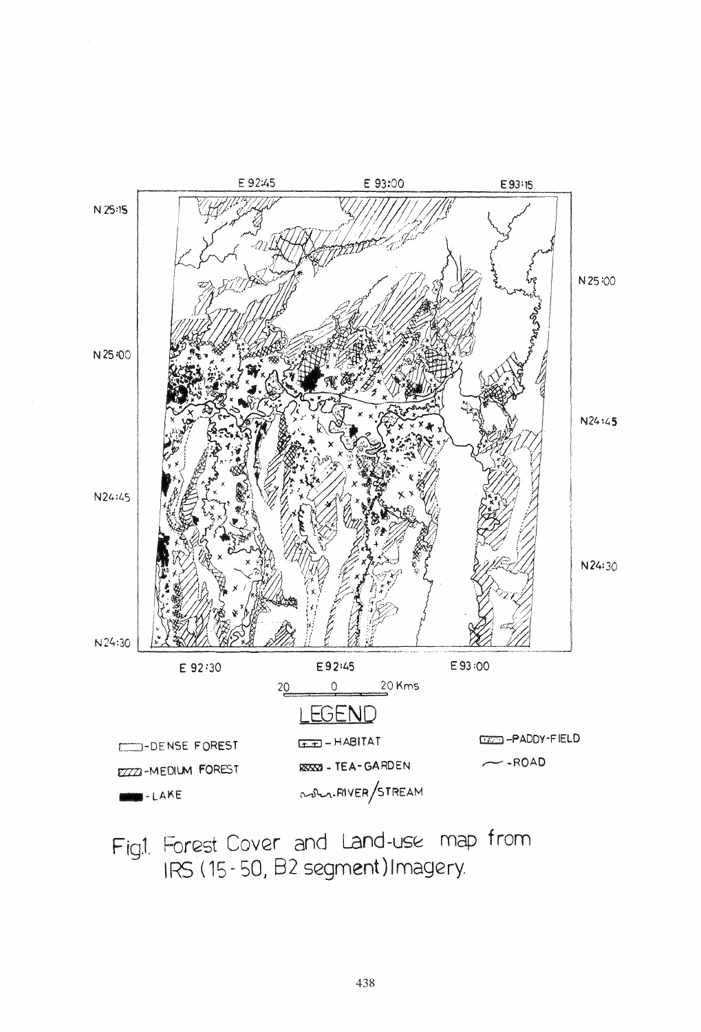Fig1. Forest Cover and Land-use map from IRS (15 - 50, B2 segment) Imagery.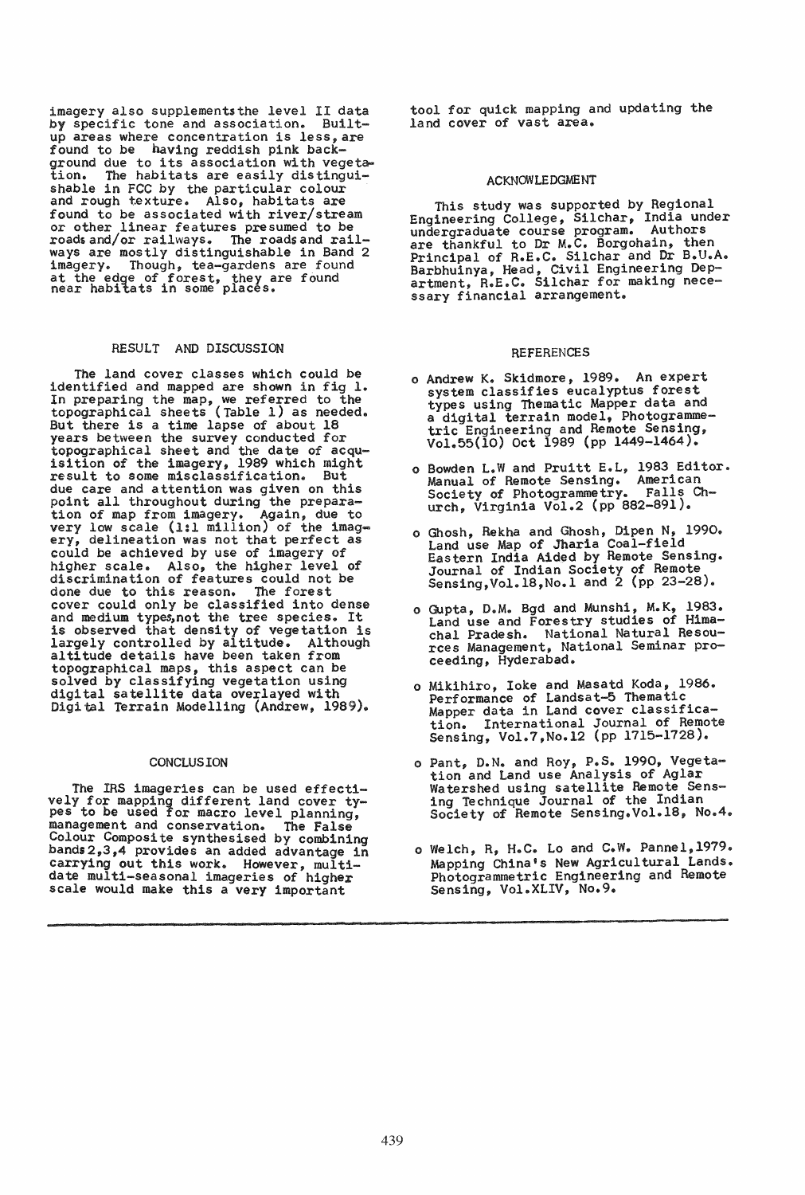imagery also supplementsthe level II data by specific tone and association. Built-up areas where concentration is less, are found to be having reddish pink background due to its association with vegetation. The habitats are easily distinguishable in FCC by the particular colour and rough texture. Also, habitats are found to be associated with river/stream or other linear features presumed to be roads and/or railways. The roads and railways are mostly distinguishable in Band 2 imagery. Though, tea-gardens are found at the edge of forest, they are found near habitats in some places.

## RESULT AND DISCUSSION

The land cover classes which could be identified and mapped are shown in fig 1. In preparing the map, we referred to the topographical sheets (Table 1) as needed. But there is a time lapse of about 18 years between the survey conducted for topographical sheet and the date of acquisition of the imagery, 1989 which might result to some misclassification. But due care and attention was given on this point all throughout during the preparation of map from imagery. Again, due to very low scale (1:1 million) of the imagery, delineation was not that perfect as could be achieved by use of imagery of higher scale. Also, the higher level of discrimination of features could not be done due to this reason. The forest cover could only be classified into dense and medium types,not the tree species. It is observed that density of vegetation is largely controlled by altitude. Although altitude details have been taken from topographical maps, this aspect can be solved by classifying vegetation using digital satellite data overlayed with Digital Terrain Modelling (Andrew, 1989).

## CONCLUSION

The IRS imageries can be used effectively for mapping different land cover types to be used for macro level planning, management and conservation. The False Colour Composite synthesised by combining bands 2,3,4 provides an added advantage in carrying out this work. However, multi-date multi-seasonal imageries of higher scale would make this a very important tool for quick mapping and updating the land cover of vast area.

## ACKNOWLEDGMENT

This study was supported by Regional Engineering College, Silchar, India under undergraduate course program. Authors are thankful to Dr M.C. Borgohain, then Principal of R.E.C. Silchar and Dr B.U.A. Barbhuinya, Head, Civil Engineering Department, R.E.C. Silchar for making necessary financial arrangement.

## REFERENCES

- Andrew K. Skidmore, 1989. An expert system classifies eucalyptus forest types using Thematic Mapper data and a digital terrain model, Photogrammetric Engineering and Remote Sensing, Vol.55(10) Oct 1989 (pp 1449-1464).
- Bowden L.W and Pruitt E.L, 1983 Editor. Manual of Remote Sensing. American Society of Photogrammetry. Falls Church, Virginia Vol.2 (pp 882-891).
- Ghosh, Rekha and Ghosh, Dipen N, 1990. Land use Map of Jharia Coal-field Eastern India Aided by Remote Sensing. Journal of Indian Society of Remote Sensing,Vol.18,No.1 and 2 (pp 23-28).
- Gupta, D.M. Bgd and Munshi, M.K, 1983. Land use and Forestry studies of Himachal Pradesh. National Natural Resources Management, National Seminar proceeding, Hyderabad.
- Mikihiro, Ioke and Masatd Koda, 1986. Performance of Landsat-5 Thematic Mapper data in Land cover classification. International Journal of Remote Sensing, Vol.7,No.12 (pp 1715-1728).
- Pant, D.N. and Roy, P.S. 1990, Vegetation and Land use Analysis of Aglar Watershed using satellite Remote Sensing Technique Journal of the Indian Society of Remote Sensing.Vol.18, No.4.
- Welch, R, H.C. Lo and C.W. Pannel,1979. Mapping China's New Agricultural Lands. Photogrammetric Engineering and Remote Sensing, Vol.XLIV, No.9.